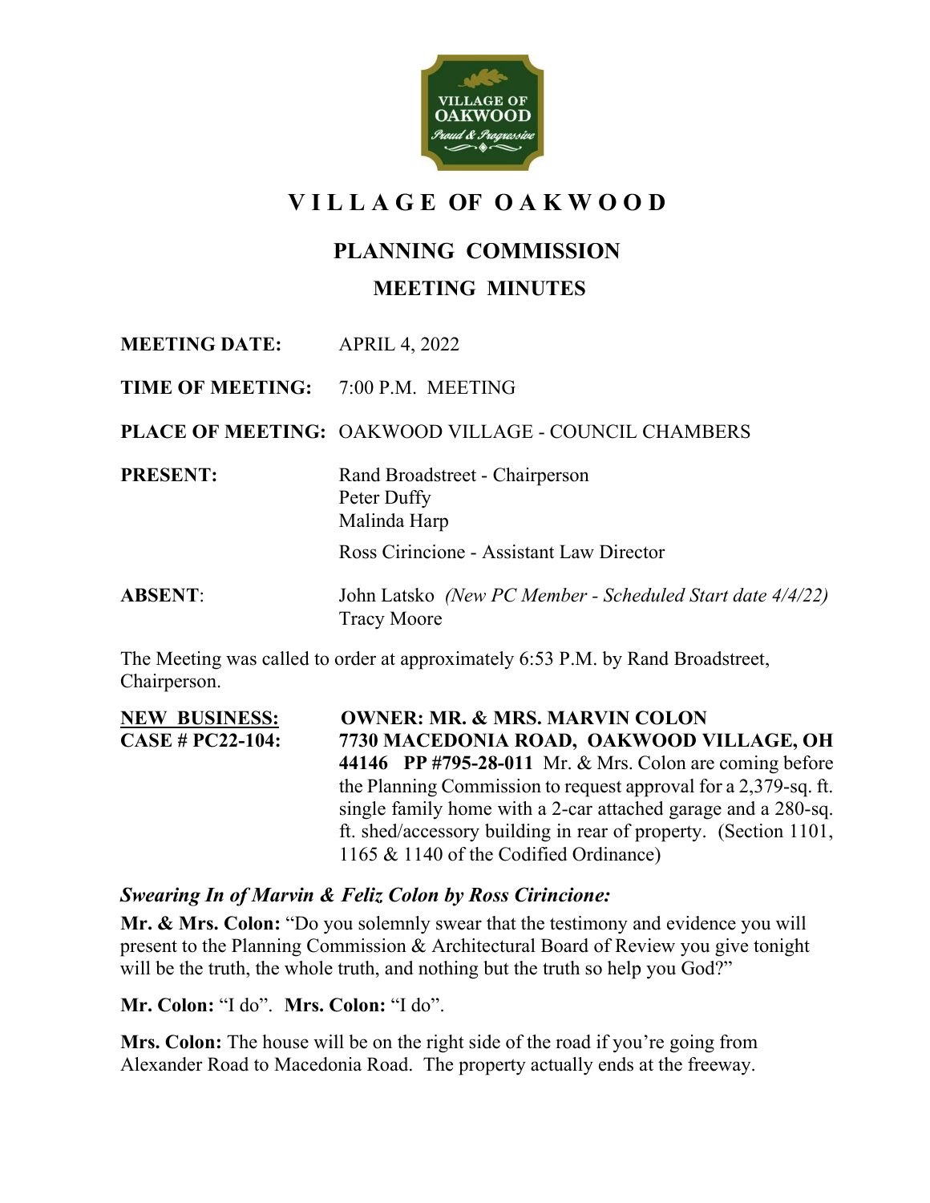# VILLAGE OF OAKWOOD

## PLANNING COMMISSION

### MEETING MINUTES

**MEETING DATE:** APRIL 4, 2022

**TIME OF MEETING:** 7:00 P.M. MEETING

**PLACE OF MEETING:** OAKWOOD VILLAGE - COUNCIL CHAMBERS

**PRESENT:**
Rand Broadstreet - Chairperson
Peter Duffy
Malinda Harp

Ross Cirincione - Assistant Law Director

**ABSENT:**
John Latsko *(New PC Member - Scheduled Start date 4/4/22)*
Tracy Moore

The Meeting was called to order at approximately 6:53 P.M. by Rand Broadstreet, Chairperson.

**NEW BUSINESS:** **OWNER: MR. & MRS. MARVIN COLON**
**CASE # PC22-104:** **7730 MACEDONIA ROAD, OAKWOOD VILLAGE, OH 44146 PP #795-28-011** Mr. & Mrs. Colon are coming before the Planning Commission to request approval for a 2,379-sq. ft. single family home with a 2-car attached garage and a 280-sq. ft. shed/accessory building in rear of property. (Section 1101, 1165 & 1140 of the Codified Ordinance)

***Swearing In of Marvin & Feliz Colon by Ross Cirincione:***

**Mr. & Mrs. Colon:** "Do you solemnly swear that the testimony and evidence you will present to the Planning Commission & Architectural Board of Review you give tonight will be the truth, the whole truth, and nothing but the truth so help you God?"

**Mr. Colon:** "I do". **Mrs. Colon:** "I do".

**Mrs. Colon:** The house will be on the right side of the road if you're going from Alexander Road to Macedonia Road. The property actually ends at the freeway.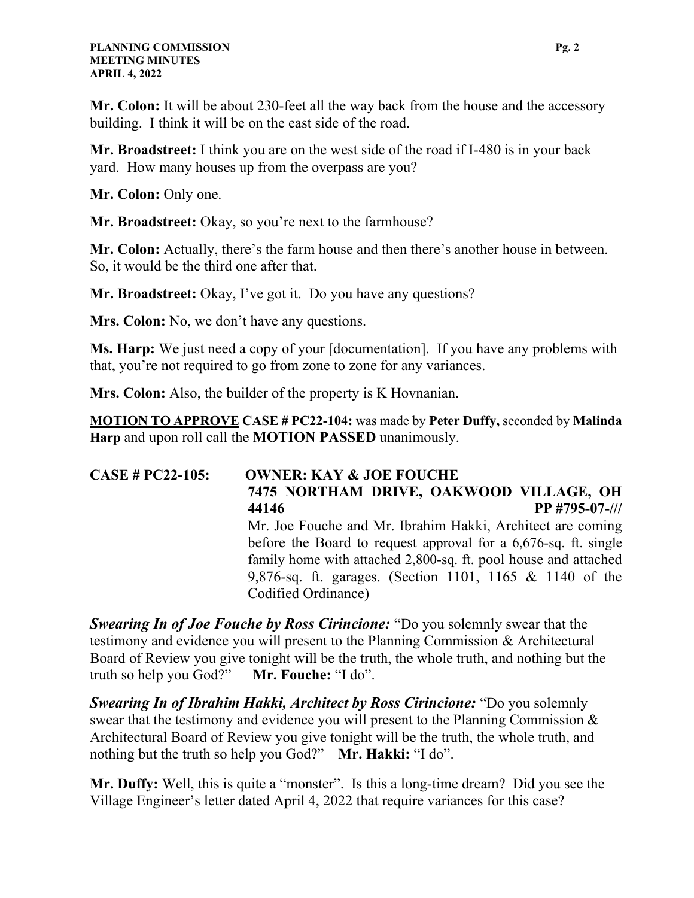**Mr. Colon:** It will be about 230-feet all the way back from the house and the accessory building. I think it will be on the east side of the road.

**Mr. Broadstreet:** I think you are on the west side of the road if I-480 is in your back yard. How many houses up from the overpass are you?

**Mr. Colon:** Only one.

**Mr. Broadstreet:** Okay, so you're next to the farmhouse?

**Mr. Colon:** Actually, there's the farm house and then there's another house in between. So, it would be the third one after that.

**Mr. Broadstreet:** Okay, I've got it. Do you have any questions?

**Mrs. Colon:** No, we don't have any questions.

**Ms. Harp:** We just need a copy of your [documentation]. If you have any problems with that, you're not required to go from zone to zone for any variances.

**Mrs. Colon:** Also, the builder of the property is K Hovnanian.

**<u>MOTION TO APPROVE</u> CASE # PC22-104:** was made by **Peter Duffy,** seconded by **Malinda Harp** and upon roll call the **MOTION PASSED** unanimously.

**CASE # PC22-105: OWNER: KAY & JOE FOUCHE**
**7475 NORTHAM DRIVE, OAKWOOD VILLAGE, OH 44146 PP #795-07-///**

Mr. Joe Fouche and Mr. Ibrahim Hakki, Architect are coming before the Board to request approval for a 6,676-sq. ft. single family home with attached 2,800-sq. ft. pool house and attached 9,876-sq. ft. garages. (Section 1101, 1165 & 1140 of the Codified Ordinance)

***Swearing In of Joe Fouche by Ross Cirincione:*** "Do you solemnly swear that the testimony and evidence you will present to the Planning Commission & Architectural Board of Review you give tonight will be the truth, the whole truth, and nothing but the truth so help you God?" **Mr. Fouche:** "I do".

***Swearing In of Ibrahim Hakki, Architect by Ross Cirincione:*** "Do you solemnly swear that the testimony and evidence you will present to the Planning Commission & Architectural Board of Review you give tonight will be the truth, the whole truth, and nothing but the truth so help you God?" **Mr. Hakki:** "I do".

**Mr. Duffy:** Well, this is quite a "monster". Is this a long-time dream? Did you see the Village Engineer's letter dated April 4, 2022 that require variances for this case?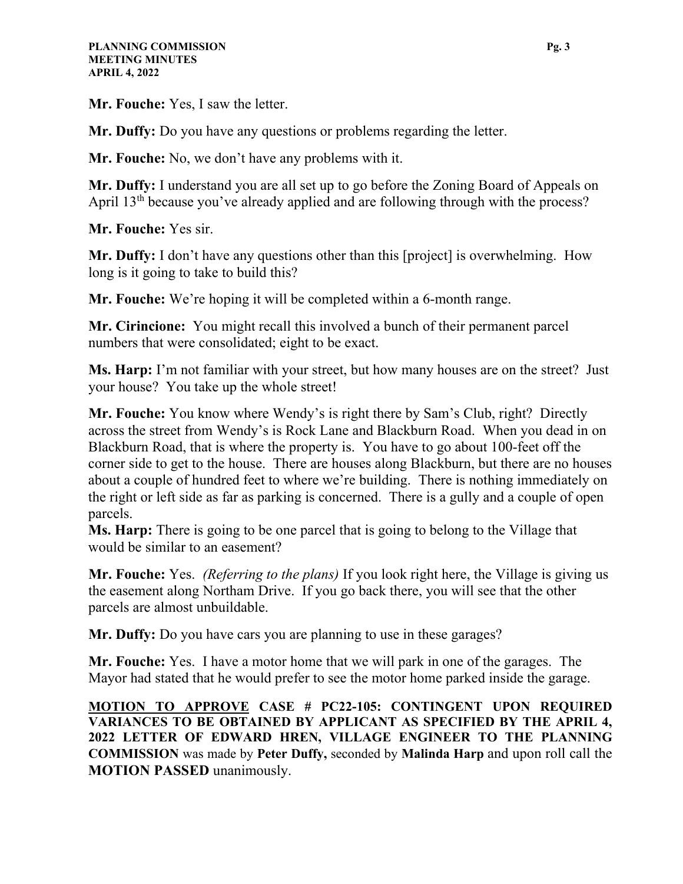**Mr. Fouche:** Yes, I saw the letter.

**Mr. Duffy:** Do you have any questions or problems regarding the letter.

**Mr. Fouche:** No, we don't have any problems with it.

**Mr. Duffy:** I understand you are all set up to go before the Zoning Board of Appeals on April 13th because you've already applied and are following through with the process?

**Mr. Fouche:** Yes sir.

**Mr. Duffy:** I don't have any questions other than this [project] is overwhelming. How long is it going to take to build this?

**Mr. Fouche:** We're hoping it will be completed within a 6-month range.

**Mr. Cirincione:** You might recall this involved a bunch of their permanent parcel numbers that were consolidated; eight to be exact.

**Ms. Harp:** I'm not familiar with your street, but how many houses are on the street? Just your house? You take up the whole street!

**Mr. Fouche:** You know where Wendy's is right there by Sam's Club, right? Directly across the street from Wendy's is Rock Lane and Blackburn Road. When you dead in on Blackburn Road, that is where the property is. You have to go about 100-feet off the corner side to get to the house. There are houses along Blackburn, but there are no houses about a couple of hundred feet to where we're building. There is nothing immediately on the right or left side as far as parking is concerned. There is a gully and a couple of open parcels.

**Ms. Harp:** There is going to be one parcel that is going to belong to the Village that would be similar to an easement?

**Mr. Fouche:** Yes. *(Referring to the plans)* If you look right here, the Village is giving us the easement along Northam Drive. If you go back there, you will see that the other parcels are almost unbuildable.

**Mr. Duffy:** Do you have cars you are planning to use in these garages?

**Mr. Fouche:** Yes. I have a motor home that we will park in one of the garages. The Mayor had stated that he would prefer to see the motor home parked inside the garage.

**<u>MOTION TO APPROVE</u> CASE # PC22-105: CONTINGENT UPON REQUIRED VARIANCES TO BE OBTAINED BY APPLICANT AS SPECIFIED BY THE APRIL 4, 2022 LETTER OF EDWARD HREN, VILLAGE ENGINEER TO THE PLANNING COMMISSION** was made by **Peter Duffy,** seconded by **Malinda Harp** and upon roll call the **MOTION PASSED** unanimously.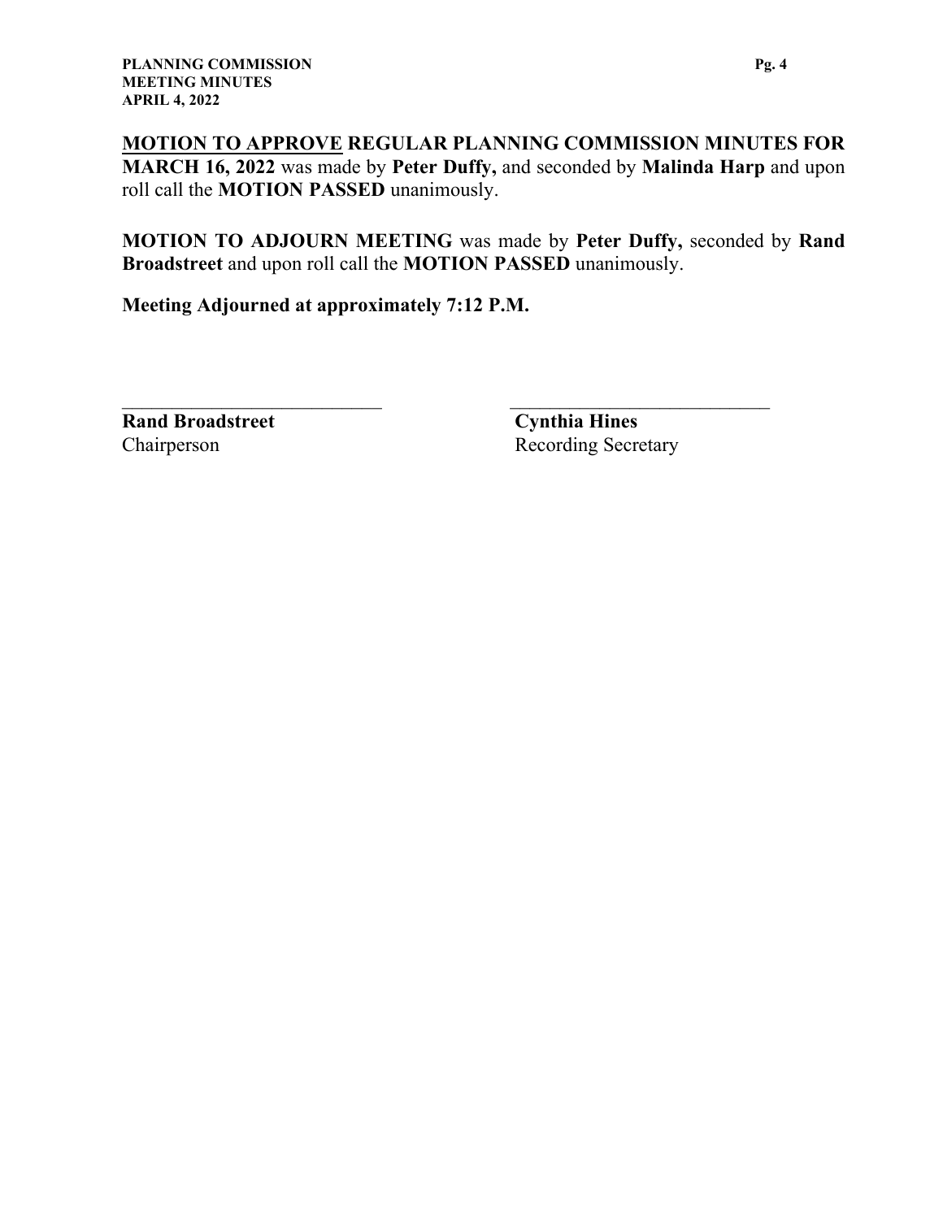<u>**MOTION TO APPROVE**</u> **REGULAR PLANNING COMMISSION MINUTES FOR MARCH 16, 2022** was made by **Peter Duffy,** and seconded by **Malinda Harp** and upon roll call the **MOTION PASSED** unanimously.

**MOTION TO ADJOURN MEETING** was made by **Peter Duffy,** seconded by **Rand Broadstreet** and upon roll call the **MOTION PASSED** unanimously.

**Meeting Adjourned at approximately 7:12 P.M.**

___________________________

**Rand Broadstreet**
Chairperson

___________________________

**Cynthia Hines**
Recording Secretary